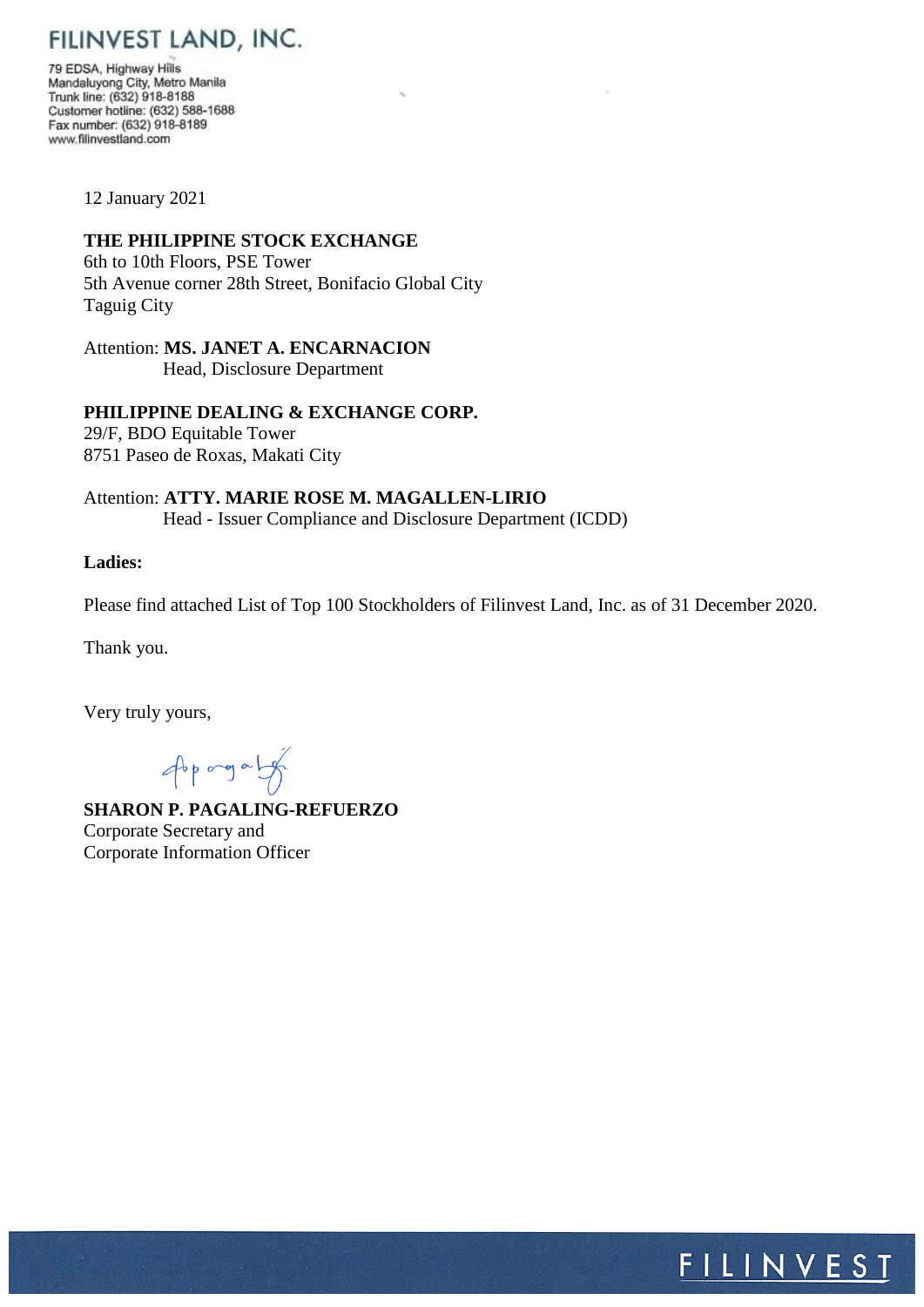# FILINVEST LAND, INC.

79 EDSA, Highway Hills
Mandaluyong City, Metro Manila
Trunk line: (632) 918-8188
Customer hotline: (632) 588-1688
Fax number: (632) 918-8189
www.filinvestland.com

12 January 2021

**THE PHILIPPINE STOCK EXCHANGE**
6th to 10th Floors, PSE Tower
5th Avenue corner 28th Street, Bonifacio Global City
Taguig City

Attention: **MS. JANET A. ENCARNACION**
Head, Disclosure Department

**PHILIPPINE DEALING & EXCHANGE CORP.**
29/F, BDO Equitable Tower
8751 Paseo de Roxas, Makati City

Attention: **ATTY. MARIE ROSE M. MAGALLEN-LIRIO**
Head - Issuer Compliance and Disclosure Department (ICDD)

**Ladies:**

Please find attached List of Top 100 Stockholders of Filinvest Land, Inc. as of 31 December 2020.

Thank you.

Very truly yours,

**SHARON P. PAGALING-REFUERZO**
Corporate Secretary and
Corporate Information Officer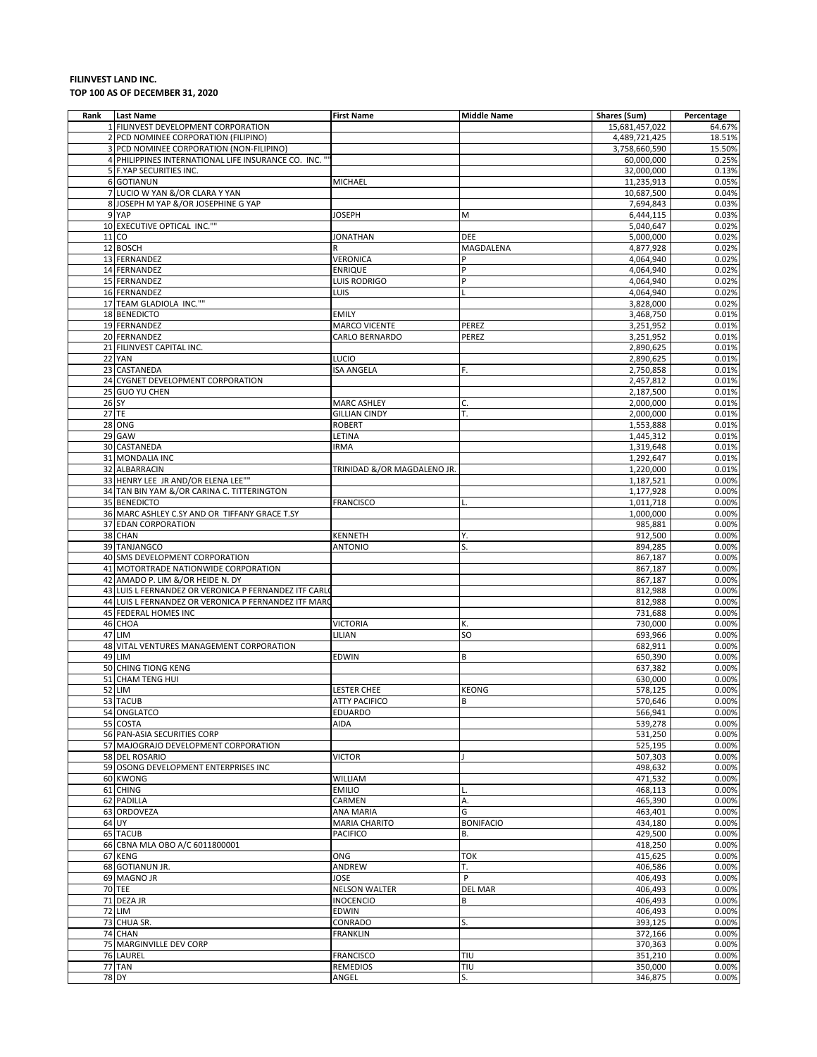**FILINVEST LAND INC.**
**TOP 100 AS OF DECEMBER 31, 2020**

| Rank | Last Name | First Name | Middle Name | Shares (Sum) | Percentage |
|---|---|---|---|---|---|
| 1 | FILINVEST DEVELOPMENT CORPORATION | | | 15,681,457,022 | 64.67% |
| 2 | PCD NOMINEE CORPORATION (FILIPINO) | | | 4,489,721,425 | 18.51% |
| 3 | PCD NOMINEE CORPORATION (NON-FILIPINO) | | | 3,758,660,590 | 15.50% |
| 4 | PHILIPPINES INTERNATIONAL LIFE INSURANCE CO. INC. "" | | | 60,000,000 | 0.25% |
| 5 | F.YAP SECURITIES INC. | | | 32,000,000 | 0.13% |
| 6 | GOTIANUN | MICHAEL | | 11,235,913 | 0.05% |
| 7 | LUCIO W YAN &/OR CLARA Y YAN | | | 10,687,500 | 0.04% |
| 8 | JOSEPH M YAP &/OR JOSEPHINE G YAP | | | 7,694,843 | 0.03% |
| 9 | YAP | JOSEPH | M | 6,444,115 | 0.03% |
| 10 | EXECUTIVE OPTICAL INC."" | | | 5,040,647 | 0.02% |
| 11 | CO | JONATHAN | DEE | 5,000,000 | 0.02% |
| 12 | BOSCH | R | MAGDALENA | 4,877,928 | 0.02% |
| 13 | FERNANDEZ | VERONICA | P | 4,064,940 | 0.02% |
| 14 | FERNANDEZ | ENRIQUE | P | 4,064,940 | 0.02% |
| 15 | FERNANDEZ | LUIS RODRIGO | P | 4,064,940 | 0.02% |
| 16 | FERNANDEZ | LUIS | L | 4,064,940 | 0.02% |
| 17 | TEAM GLADIOLA INC."" | | | 3,828,000 | 0.02% |
| 18 | BENEDICTO | EMILY | | 3,468,750 | 0.01% |
| 19 | FERNANDEZ | MARCO VICENTE | PEREZ | 3,251,952 | 0.01% |
| 20 | FERNANDEZ | CARLO BERNARDO | PEREZ | 3,251,952 | 0.01% |
| 21 | FILINVEST CAPITAL INC. | | | 2,890,625 | 0.01% |
| 22 | YAN | LUCIO | | 2,890,625 | 0.01% |
| 23 | CASTANEDA | ISA ANGELA | F. | 2,750,858 | 0.01% |
| 24 | CYGNET DEVELOPMENT CORPORATION | | | 2,457,812 | 0.01% |
| 25 | GUO YU CHEN | | | 2,187,500 | 0.01% |
| 26 | SY | MARC ASHLEY | C. | 2,000,000 | 0.01% |
| 27 | TE | GILLIAN CINDY | T. | 2,000,000 | 0.01% |
| 28 | ONG | ROBERT | | 1,553,888 | 0.01% |
| 29 | GAW | LETINA | | 1,445,312 | 0.01% |
| 30 | CASTANEDA | IRMA | | 1,319,648 | 0.01% |
| 31 | MONDALIA INC | | | 1,292,647 | 0.01% |
| 32 | ALBARRACIN | TRINIDAD &/OR MAGDALENO JR. | | 1,220,000 | 0.01% |
| 33 | HENRY LEE JR AND/OR ELENA LEE"" | | | 1,187,521 | 0.00% |
| 34 | TAN BIN YAM &/OR CARINA C. TITTERINGTON | | | 1,177,928 | 0.00% |
| 35 | BENEDICTO | FRANCISCO | L. | 1,011,718 | 0.00% |
| 36 | MARC ASHLEY C.SY AND OR TIFFANY GRACE T.SY | | | 1,000,000 | 0.00% |
| 37 | EDAN CORPORATION | | | 985,881 | 0.00% |
| 38 | CHAN | KENNETH | Y. | 912,500 | 0.00% |
| 39 | TANJANGCO | ANTONIO | S. | 894,285 | 0.00% |
| 40 | SMS DEVELOPMENT CORPORATION | | | 867,187 | 0.00% |
| 41 | MOTORTRADE NATIONWIDE CORPORATION | | | 867,187 | 0.00% |
| 42 | AMADO P. LIM &/OR HEIDE N. DY | | | 867,187 | 0.00% |
| 43 | LUIS L FERNANDEZ OR VERONICA P FERNANDEZ ITF CARLO | | | 812,988 | 0.00% |
| 44 | LUIS L FERNANDEZ OR VERONICA P FERNANDEZ ITF MARC | | | 812,988 | 0.00% |
| 45 | FEDERAL HOMES INC | | | 731,688 | 0.00% |
| 46 | CHOA | VICTORIA | K. | 730,000 | 0.00% |
| 47 | LIM | LILIAN | SO | 693,966 | 0.00% |
| 48 | VITAL VENTURES MANAGEMENT CORPORATION | | | 682,911 | 0.00% |
| 49 | LIM | EDWIN | B | 650,390 | 0.00% |
| 50 | CHING TIONG KENG | | | 637,382 | 0.00% |
| 51 | CHAM TENG HUI | | | 630,000 | 0.00% |
| 52 | LIM | LESTER CHEE | KEONG | 578,125 | 0.00% |
| 53 | TACUB | ATTY PACIFICO | B | 570,646 | 0.00% |
| 54 | ONGLATCO | EDUARDO | | 566,941 | 0.00% |
| 55 | COSTA | AIDA | | 539,278 | 0.00% |
| 56 | PAN-ASIA SECURITIES CORP | | | 531,250 | 0.00% |
| 57 | MAJOGRAJO DEVELOPMENT CORPORATION | | | 525,195 | 0.00% |
| 58 | DEL ROSARIO | VICTOR | J | 507,303 | 0.00% |
| 59 | OSONG DEVELOPMENT ENTERPRISES INC | | | 498,632 | 0.00% |
| 60 | KWONG | WILLIAM | | 471,532 | 0.00% |
| 61 | CHING | EMILIO | L. | 468,113 | 0.00% |
| 62 | PADILLA | CARMEN | A. | 465,390 | 0.00% |
| 63 | ORDOVEZA | ANA MARIA | G | 463,401 | 0.00% |
| 64 | UY | MARIA CHARITO | BONIFACIO | 434,180 | 0.00% |
| 65 | TACUB | PACIFICO | B. | 429,500 | 0.00% |
| 66 | CBNA MLA OBO A/C 6011800001 | | | 418,250 | 0.00% |
| 67 | KENG | ONG | TOK | 415,625 | 0.00% |
| 68 | GOTIANUN JR. | ANDREW | T. | 406,586 | 0.00% |
| 69 | MAGNO JR | JOSE | P | 406,493 | 0.00% |
| 70 | TEE | NELSON WALTER | DEL MAR | 406,493 | 0.00% |
| 71 | DEZA JR | INOCENCIO | B | 406,493 | 0.00% |
| 72 | LIM | EDWIN | | 406,493 | 0.00% |
| 73 | CHUA SR. | CONRADO | S. | 393,125 | 0.00% |
| 74 | CHAN | FRANKLIN | | 372,166 | 0.00% |
| 75 | MARGINVILLE DEV CORP | | | 370,363 | 0.00% |
| 76 | LAUREL | FRANCISCO | TIU | 351,210 | 0.00% |
| 77 | TAN | REMEDIOS | TIU | 350,000 | 0.00% |
| 78 | DY | ANGEL | S. | 346,875 | 0.00% |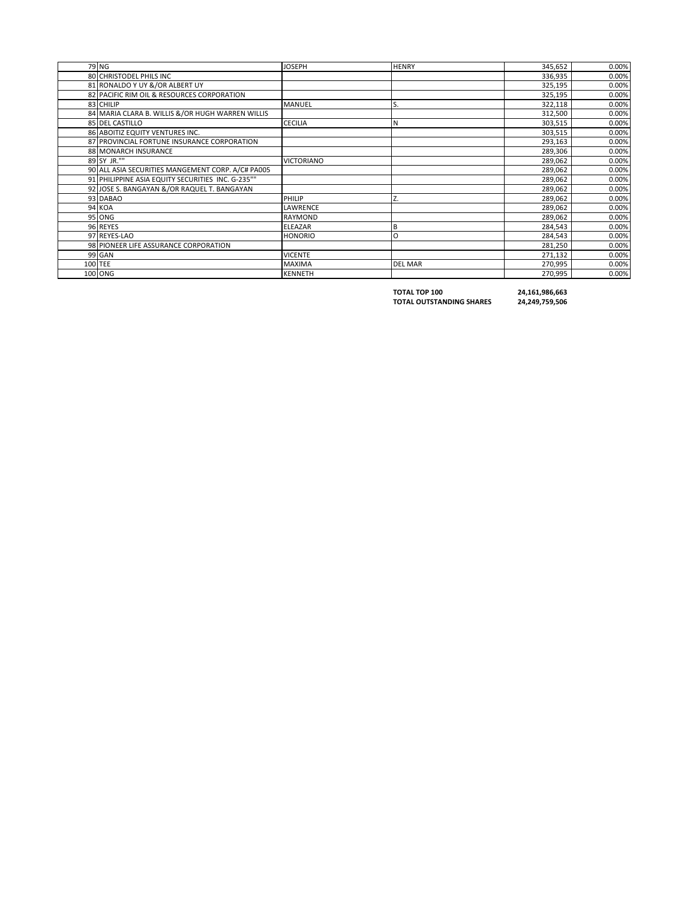| | | | | | |
|---|---|---|---|---|---|
| 79 | NG | JOSEPH | HENRY | 345,652 | 0.00% |
| 80 | CHRISTODEL PHILS INC | | | 336,935 | 0.00% |
| 81 | RONALDO Y UY &/OR ALBERT UY | | | 325,195 | 0.00% |
| 82 | PACIFIC RIM OIL & RESOURCES CORPORATION | | | 325,195 | 0.00% |
| 83 | CHILIP | MANUEL | S. | 322,118 | 0.00% |
| 84 | MARIA CLARA B. WILLIS &/OR HUGH WARREN WILLIS | | | 312,500 | 0.00% |
| 85 | DEL CASTILLO | CECILIA | N | 303,515 | 0.00% |
| 86 | ABOITIZ EQUITY VENTURES INC. | | | 303,515 | 0.00% |
| 87 | PROVINCIAL FORTUNE INSURANCE CORPORATION | | | 293,163 | 0.00% |
| 88 | MONARCH INSURANCE | | | 289,306 | 0.00% |
| 89 | SY JR."" | VICTORIANO | | 289,062 | 0.00% |
| 90 | ALL ASIA SECURITIES MANGEMENT CORP. A/C# PA005 | | | 289,062 | 0.00% |
| 91 | PHILIPPINE ASIA EQUITY SECURITIES INC. G-235"" | | | 289,062 | 0.00% |
| 92 | JOSE S. BANGAYAN &/OR RAQUEL T. BANGAYAN | | | 289,062 | 0.00% |
| 93 | DABAO | PHILIP | Z. | 289,062 | 0.00% |
| 94 | KOA | LAWRENCE | | 289,062 | 0.00% |
| 95 | ONG | RAYMOND | | 289,062 | 0.00% |
| 96 | REYES | ELEAZAR | B | 284,543 | 0.00% |
| 97 | REYES-LAO | HONORIO | O | 284,543 | 0.00% |
| 98 | PIONEER LIFE ASSURANCE CORPORATION | | | 281,250 | 0.00% |
| 99 | GAN | VICENTE | | 271,132 | 0.00% |
| 100 | TEE | MAXIMA | DEL MAR | 270,995 | 0.00% |
| 100 | ONG | KENNETH | | 270,995 | 0.00% |

**TOTAL TOP 100** **24,161,986,663**

**TOTAL OUTSTANDING SHARES** **24,249,759,506**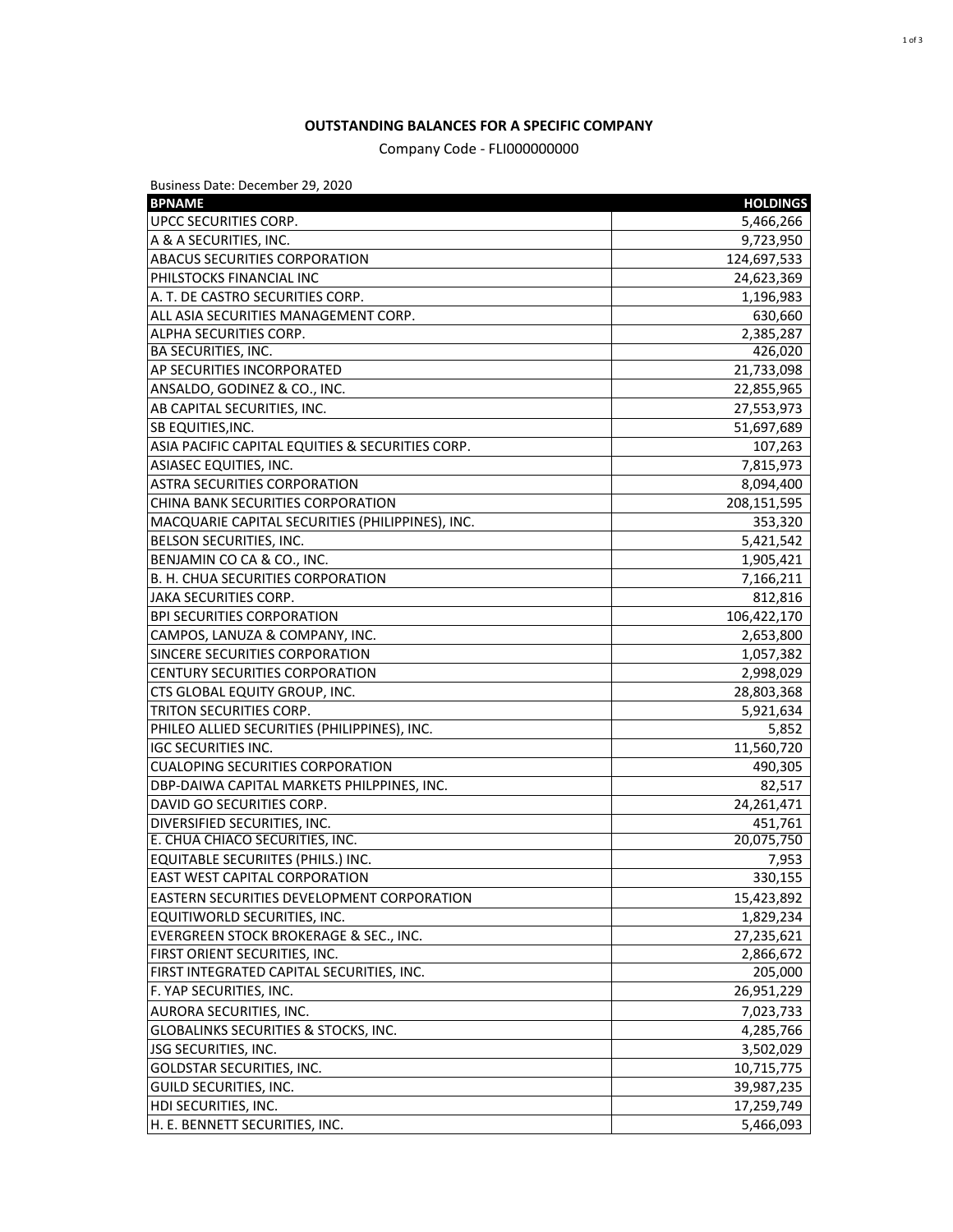**OUTSTANDING BALANCES FOR A SPECIFIC COMPANY**

Company Code - FLI000000000

Business Date: December 29, 2020

| BPNAME | HOLDINGS |
|---|---:|
| UPCC SECURITIES CORP. | 5,466,266 |
| A & A SECURITIES, INC. | 9,723,950 |
| ABACUS SECURITIES CORPORATION | 124,697,533 |
| PHILSTOCKS FINANCIAL INC | 24,623,369 |
| A. T. DE CASTRO SECURITIES CORP. | 1,196,983 |
| ALL ASIA SECURITIES MANAGEMENT CORP. | 630,660 |
| ALPHA SECURITIES CORP. | 2,385,287 |
| BA SECURITIES, INC. | 426,020 |
| AP SECURITIES INCORPORATED | 21,733,098 |
| ANSALDO, GODINEZ & CO., INC. | 22,855,965 |
| AB CAPITAL SECURITIES, INC. | 27,553,973 |
| SB EQUITIES,INC. | 51,697,689 |
| ASIA PACIFIC CAPITAL EQUITIES & SECURITIES CORP. | 107,263 |
| ASIASEC EQUITIES, INC. | 7,815,973 |
| ASTRA SECURITIES CORPORATION | 8,094,400 |
| CHINA BANK SECURITIES CORPORATION | 208,151,595 |
| MACQUARIE CAPITAL SECURITIES (PHILIPPINES), INC. | 353,320 |
| BELSON SECURITIES, INC. | 5,421,542 |
| BENJAMIN CO CA & CO., INC. | 1,905,421 |
| B. H. CHUA SECURITIES CORPORATION | 7,166,211 |
| JAKA SECURITIES CORP. | 812,816 |
| BPI SECURITIES CORPORATION | 106,422,170 |
| CAMPOS, LANUZA & COMPANY, INC. | 2,653,800 |
| SINCERE SECURITIES CORPORATION | 1,057,382 |
| CENTURY SECURITIES CORPORATION | 2,998,029 |
| CTS GLOBAL EQUITY GROUP, INC. | 28,803,368 |
| TRITON SECURITIES CORP. | 5,921,634 |
| PHILEO ALLIED SECURITIES (PHILIPPINES), INC. | 5,852 |
| IGC SECURITIES INC. | 11,560,720 |
| CUALOPING SECURITIES CORPORATION | 490,305 |
| DBP-DAIWA CAPITAL MARKETS PHILPPINES, INC. | 82,517 |
| DAVID GO SECURITIES CORP. | 24,261,471 |
| DIVERSIFIED SECURITIES, INC. | 451,761 |
| E. CHUA CHIACO SECURITIES, INC. | 20,075,750 |
| EQUITABLE SECURIITES (PHILS.) INC. | 7,953 |
| EAST WEST CAPITAL CORPORATION | 330,155 |
| EASTERN SECURITIES DEVELOPMENT CORPORATION | 15,423,892 |
| EQUITIWORLD SECURITIES, INC. | 1,829,234 |
| EVERGREEN STOCK BROKERAGE & SEC., INC. | 27,235,621 |
| FIRST ORIENT SECURITIES, INC. | 2,866,672 |
| FIRST INTEGRATED CAPITAL SECURITIES, INC. | 205,000 |
| F. YAP SECURITIES, INC. | 26,951,229 |
| AURORA SECURITIES, INC. | 7,023,733 |
| GLOBALINKS SECURITIES & STOCKS, INC. | 4,285,766 |
| JSG SECURITIES, INC. | 3,502,029 |
| GOLDSTAR SECURITIES, INC. | 10,715,775 |
| GUILD SECURITIES, INC. | 39,987,235 |
| HDI SECURITIES, INC. | 17,259,749 |
| H. E. BENNETT SECURITIES, INC. | 5,466,093 |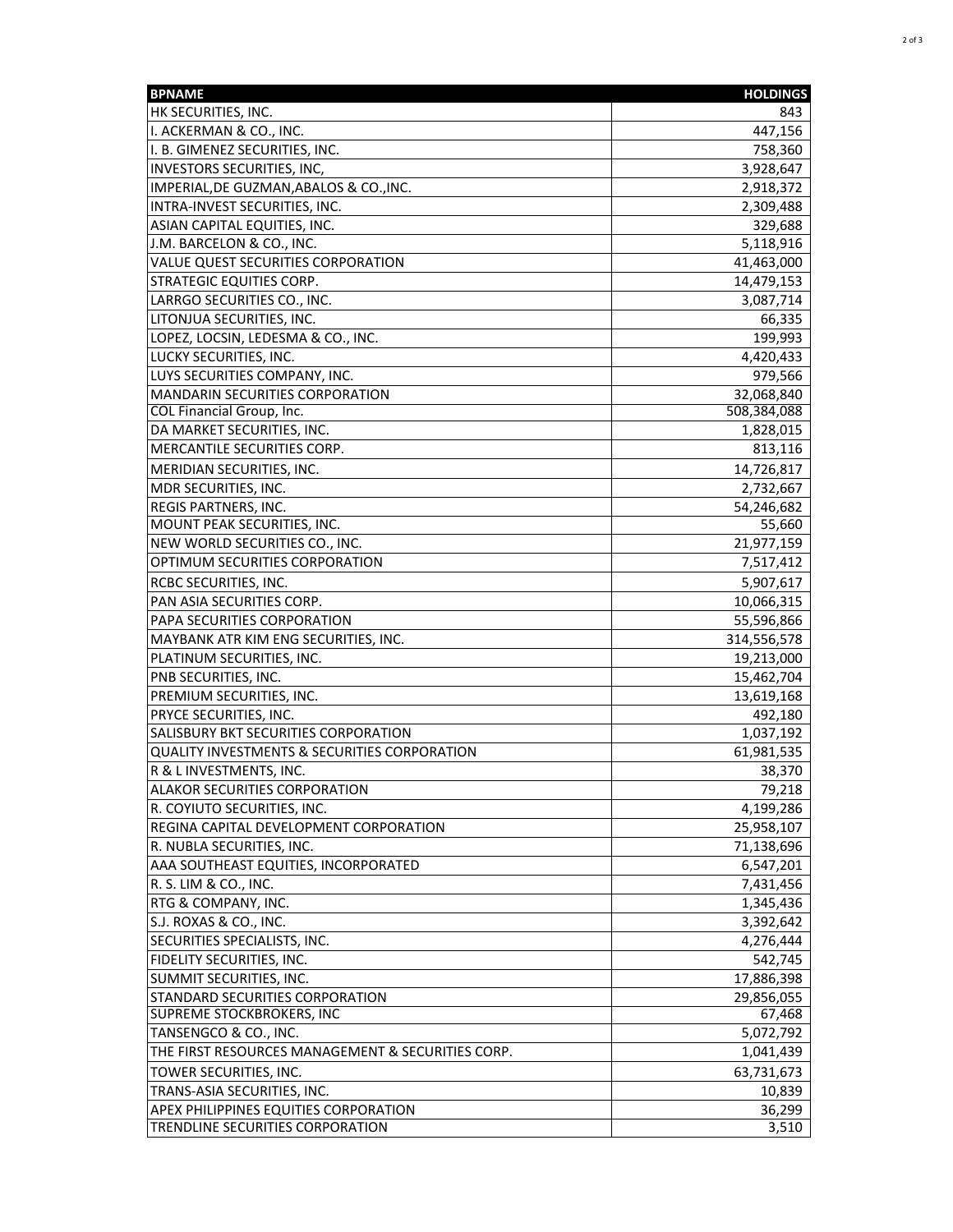| BPNAME | HOLDINGS |
|---|---|
| HK SECURITIES, INC. | 843 |
| I. ACKERMAN & CO., INC. | 447,156 |
| I. B. GIMENEZ SECURITIES, INC. | 758,360 |
| INVESTORS SECURITIES, INC, | 3,928,647 |
| IMPERIAL,DE GUZMAN,ABALOS & CO.,INC. | 2,918,372 |
| INTRA-INVEST SECURITIES, INC. | 2,309,488 |
| ASIAN CAPITAL EQUITIES, INC. | 329,688 |
| J.M. BARCELON & CO., INC. | 5,118,916 |
| VALUE QUEST SECURITIES CORPORATION | 41,463,000 |
| STRATEGIC EQUITIES CORP. | 14,479,153 |
| LARRGO SECURITIES CO., INC. | 3,087,714 |
| LITONJUA SECURITIES, INC. | 66,335 |
| LOPEZ, LOCSIN, LEDESMA & CO., INC. | 199,993 |
| LUCKY SECURITIES, INC. | 4,420,433 |
| LUYS SECURITIES COMPANY, INC. | 979,566 |
| MANDARIN SECURITIES CORPORATION | 32,068,840 |
| COL Financial Group, Inc. | 508,384,088 |
| DA MARKET SECURITIES, INC. | 1,828,015 |
| MERCANTILE SECURITIES CORP. | 813,116 |
| MERIDIAN SECURITIES, INC. | 14,726,817 |
| MDR SECURITIES, INC. | 2,732,667 |
| REGIS PARTNERS, INC. | 54,246,682 |
| MOUNT PEAK SECURITIES, INC. | 55,660 |
| NEW WORLD SECURITIES CO., INC. | 21,977,159 |
| OPTIMUM SECURITIES CORPORATION | 7,517,412 |
| RCBC SECURITIES, INC. | 5,907,617 |
| PAN ASIA SECURITIES CORP. | 10,066,315 |
| PAPA SECURITIES CORPORATION | 55,596,866 |
| MAYBANK ATR KIM ENG SECURITIES, INC. | 314,556,578 |
| PLATINUM SECURITIES, INC. | 19,213,000 |
| PNB SECURITIES, INC. | 15,462,704 |
| PREMIUM SECURITIES, INC. | 13,619,168 |
| PRYCE SECURITIES, INC. | 492,180 |
| SALISBURY BKT SECURITIES CORPORATION | 1,037,192 |
| QUALITY INVESTMENTS & SECURITIES CORPORATION | 61,981,535 |
| R & L INVESTMENTS, INC. | 38,370 |
| ALAKOR SECURITIES CORPORATION | 79,218 |
| R. COYIUTO SECURITIES, INC. | 4,199,286 |
| REGINA CAPITAL DEVELOPMENT CORPORATION | 25,958,107 |
| R. NUBLA SECURITIES, INC. | 71,138,696 |
| AAA SOUTHEAST EQUITIES, INCORPORATED | 6,547,201 |
| R. S. LIM & CO., INC. | 7,431,456 |
| RTG & COMPANY, INC. | 1,345,436 |
| S.J. ROXAS & CO., INC. | 3,392,642 |
| SECURITIES SPECIALISTS, INC. | 4,276,444 |
| FIDELITY SECURITIES, INC. | 542,745 |
| SUMMIT SECURITIES, INC. | 17,886,398 |
| STANDARD SECURITIES CORPORATION | 29,856,055 |
| SUPREME STOCKBROKERS, INC | 67,468 |
| TANSENGCO & CO., INC. | 5,072,792 |
| THE FIRST RESOURCES MANAGEMENT & SECURITIES CORP. | 1,041,439 |
| TOWER SECURITIES, INC. | 63,731,673 |
| TRANS-ASIA SECURITIES, INC. | 10,839 |
| APEX PHILIPPINES EQUITIES CORPORATION | 36,299 |
| TRENDLINE SECURITIES CORPORATION | 3,510 |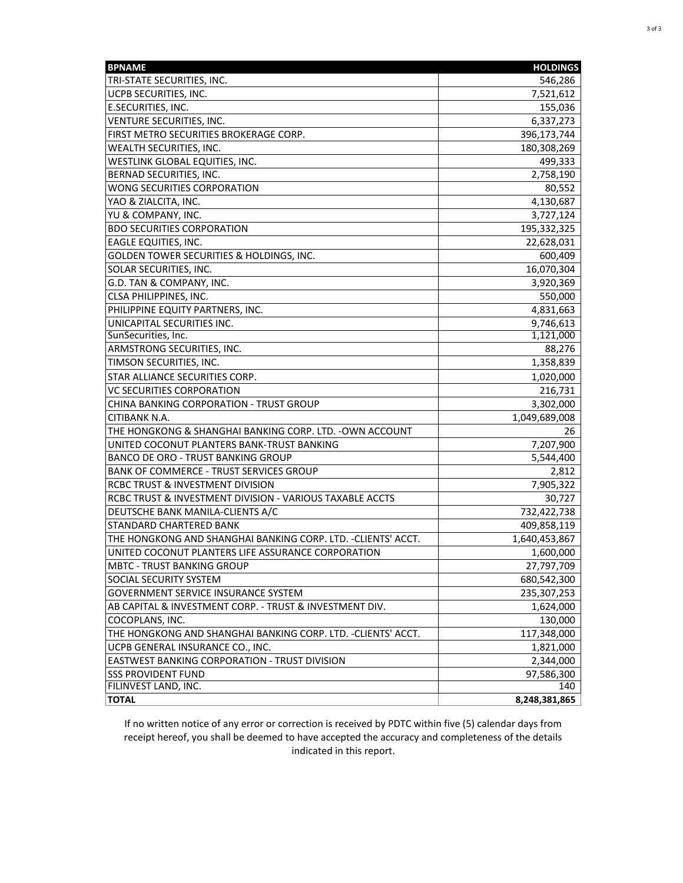| BPNAME | HOLDINGS |
|---|---|
| TRI-STATE SECURITIES, INC. | 546,286 |
| UCPB SECURITIES, INC. | 7,521,612 |
| E.SECURITIES, INC. | 155,036 |
| VENTURE SECURITIES, INC. | 6,337,273 |
| FIRST METRO SECURITIES BROKERAGE CORP. | 396,173,744 |
| WEALTH SECURITIES, INC. | 180,308,269 |
| WESTLINK GLOBAL EQUITIES, INC. | 499,333 |
| BERNAD SECURITIES, INC. | 2,758,190 |
| WONG SECURITIES CORPORATION | 80,552 |
| YAO & ZIALCITA, INC. | 4,130,687 |
| YU & COMPANY, INC. | 3,727,124 |
| BDO SECURITIES CORPORATION | 195,332,325 |
| EAGLE EQUITIES, INC. | 22,628,031 |
| GOLDEN TOWER SECURITIES & HOLDINGS, INC. | 600,409 |
| SOLAR SECURITIES, INC. | 16,070,304 |
| G.D. TAN & COMPANY, INC. | 3,920,369 |
| CLSA PHILIPPINES, INC. | 550,000 |
| PHILIPPINE EQUITY PARTNERS, INC. | 4,831,663 |
| UNICAPITAL SECURITIES INC. | 9,746,613 |
| SunSecurities, Inc. | 1,121,000 |
| ARMSTRONG SECURITIES, INC. | 88,276 |
| TIMSON SECURITIES, INC. | 1,358,839 |
| STAR ALLIANCE SECURITIES CORP. | 1,020,000 |
| VC SECURITIES CORPORATION | 216,731 |
| CHINA BANKING CORPORATION - TRUST GROUP | 3,302,000 |
| CITIBANK N.A. | 1,049,689,008 |
| THE HONGKONG & SHANGHAI BANKING CORP. LTD. -OWN ACCOUNT | 26 |
| UNITED COCONUT PLANTERS BANK-TRUST BANKING | 7,207,900 |
| BANCO DE ORO - TRUST BANKING GROUP | 5,544,400 |
| BANK OF COMMERCE - TRUST SERVICES GROUP | 2,812 |
| RCBC TRUST & INVESTMENT DIVISION | 7,905,322 |
| RCBC TRUST & INVESTMENT DIVISION - VARIOUS TAXABLE ACCTS | 30,727 |
| DEUTSCHE BANK MANILA-CLIENTS A/C | 732,422,738 |
| STANDARD CHARTERED BANK | 409,858,119 |
| THE HONGKONG AND SHANGHAI BANKING CORP. LTD. -CLIENTS' ACCT. | 1,640,453,867 |
| UNITED COCONUT PLANTERS LIFE ASSURANCE CORPORATION | 1,600,000 |
| MBTC - TRUST BANKING GROUP | 27,797,709 |
| SOCIAL SECURITY SYSTEM | 680,542,300 |
| GOVERNMENT SERVICE INSURANCE SYSTEM | 235,307,253 |
| AB CAPITAL & INVESTMENT CORP. - TRUST & INVESTMENT DIV. | 1,624,000 |
| COCOPLANS, INC. | 130,000 |
| THE HONGKONG AND SHANGHAI BANKING CORP. LTD. -CLIENTS' ACCT. | 117,348,000 |
| UCPB GENERAL INSURANCE CO., INC. | 1,821,000 |
| EASTWEST BANKING CORPORATION - TRUST DIVISION | 2,344,000 |
| SSS PROVIDENT FUND | 97,586,300 |
| FILINVEST LAND, INC. | 140 |
| **TOTAL** | **8,248,381,865** |

If no written notice of any error or correction is received by PDTC within five (5) calendar days from receipt hereof, you shall be deemed to have accepted the accuracy and completeness of the details indicated in this report.